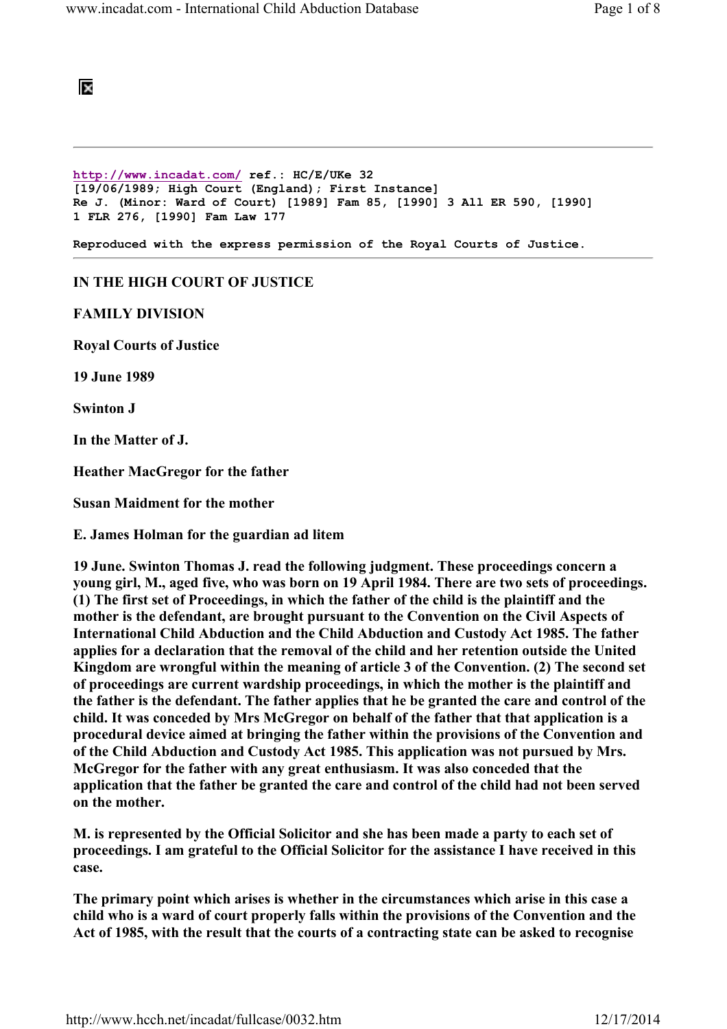http://www.incadat.com/ ref.: HC/E/UKe 32
[19/06/1989; High Court (England); First Instance]
Re J. (Minor: Ward of Court) [1989] Fam 85, [1990] 3 All ER 590, [1990] 1 FLR 276, [1990] Fam Law 177

Reproduced with the express permission of the Royal Courts of Justice.

---

**IN THE HIGH COURT OF JUSTICE**

**FAMILY DIVISION**

**Royal Courts of Justice**

**19 June 1989**

**Swinton J**

**In the Matter of J.**

**Heather MacGregor for the father**

**Susan Maidment for the mother**

**E. James Holman for the guardian ad litem**

**19 June. Swinton Thomas J. read the following judgment. These proceedings concern a young girl, M., aged five, who was born on 19 April 1984. There are two sets of proceedings. (1) The first set of Proceedings, in which the father of the child is the plaintiff and the mother is the defendant, are brought pursuant to the Convention on the Civil Aspects of International Child Abduction and the Child Abduction and Custody Act 1985. The father applies for a declaration that the removal of the child and her retention outside the United Kingdom are wrongful within the meaning of article 3 of the Convention. (2) The second set of proceedings are current wardship proceedings, in which the mother is the plaintiff and the father is the defendant. The father applies that he be granted the care and control of the child. It was conceded by Mrs McGregor on behalf of the father that that application is a procedural device aimed at bringing the father within the provisions of the Convention and of the Child Abduction and Custody Act 1985. This application was not pursued by Mrs. McGregor for the father with any great enthusiasm. It was also conceded that the application that the father be granted the care and control of the child had not been served on the mother.**

**M. is represented by the Official Solicitor and she has been made a party to each set of proceedings. I am grateful to the Official Solicitor for the assistance I have received in this case.**

**The primary point which arises is whether in the circumstances which arise in this case a child who is a ward of court properly falls within the provisions of the Convention and the Act of 1985, with the result that the courts of a contracting state can be asked to recognise**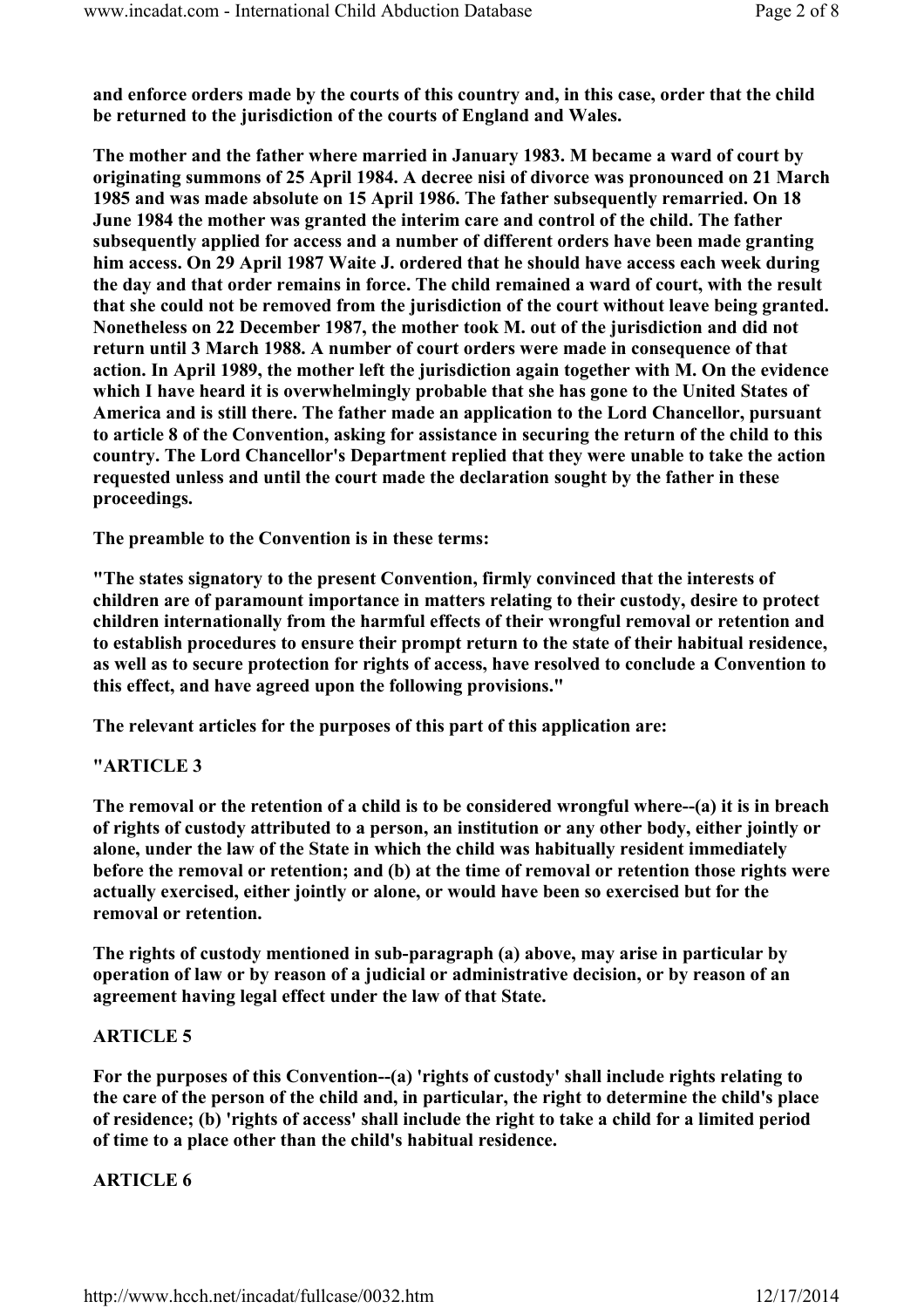**and enforce orders made by the courts of this country and, in this case, order that the child be returned to the jurisdiction of the courts of England and Wales.**

**The mother and the father where married in January 1983. M became a ward of court by originating summons of 25 April 1984. A decree nisi of divorce was pronounced on 21 March 1985 and was made absolute on 15 April 1986. The father subsequently remarried. On 18 June 1984 the mother was granted the interim care and control of the child. The father subsequently applied for access and a number of different orders have been made granting him access. On 29 April 1987 Waite J. ordered that he should have access each week during the day and that order remains in force. The child remained a ward of court, with the result that she could not be removed from the jurisdiction of the court without leave being granted. Nonetheless on 22 December 1987, the mother took M. out of the jurisdiction and did not return until 3 March 1988. A number of court orders were made in consequence of that action. In April 1989, the mother left the jurisdiction again together with M. On the evidence which I have heard it is overwhelmingly probable that she has gone to the United States of America and is still there. The father made an application to the Lord Chancellor, pursuant to article 8 of the Convention, asking for assistance in securing the return of the child to this country. The Lord Chancellor's Department replied that they were unable to take the action requested unless and until the court made the declaration sought by the father in these proceedings.**

**The preamble to the Convention is in these terms:**

**"The states signatory to the present Convention, firmly convinced that the interests of children are of paramount importance in matters relating to their custody, desire to protect children internationally from the harmful effects of their wrongful removal or retention and to establish procedures to ensure their prompt return to the state of their habitual residence, as well as to secure protection for rights of access, have resolved to conclude a Convention to this effect, and have agreed upon the following provisions."**

**The relevant articles for the purposes of this part of this application are:**

**"ARTICLE 3**

**The removal or the retention of a child is to be considered wrongful where--(a) it is in breach of rights of custody attributed to a person, an institution or any other body, either jointly or alone, under the law of the State in which the child was habitually resident immediately before the removal or retention; and (b) at the time of removal or retention those rights were actually exercised, either jointly or alone, or would have been so exercised but for the removal or retention.**

**The rights of custody mentioned in sub-paragraph (a) above, may arise in particular by operation of law or by reason of a judicial or administrative decision, or by reason of an agreement having legal effect under the law of that State.**

**ARTICLE 5**

**For the purposes of this Convention--(a) 'rights of custody' shall include rights relating to the care of the person of the child and, in particular, the right to determine the child's place of residence; (b) 'rights of access' shall include the right to take a child for a limited period of time to a place other than the child's habitual residence.**

**ARTICLE 6**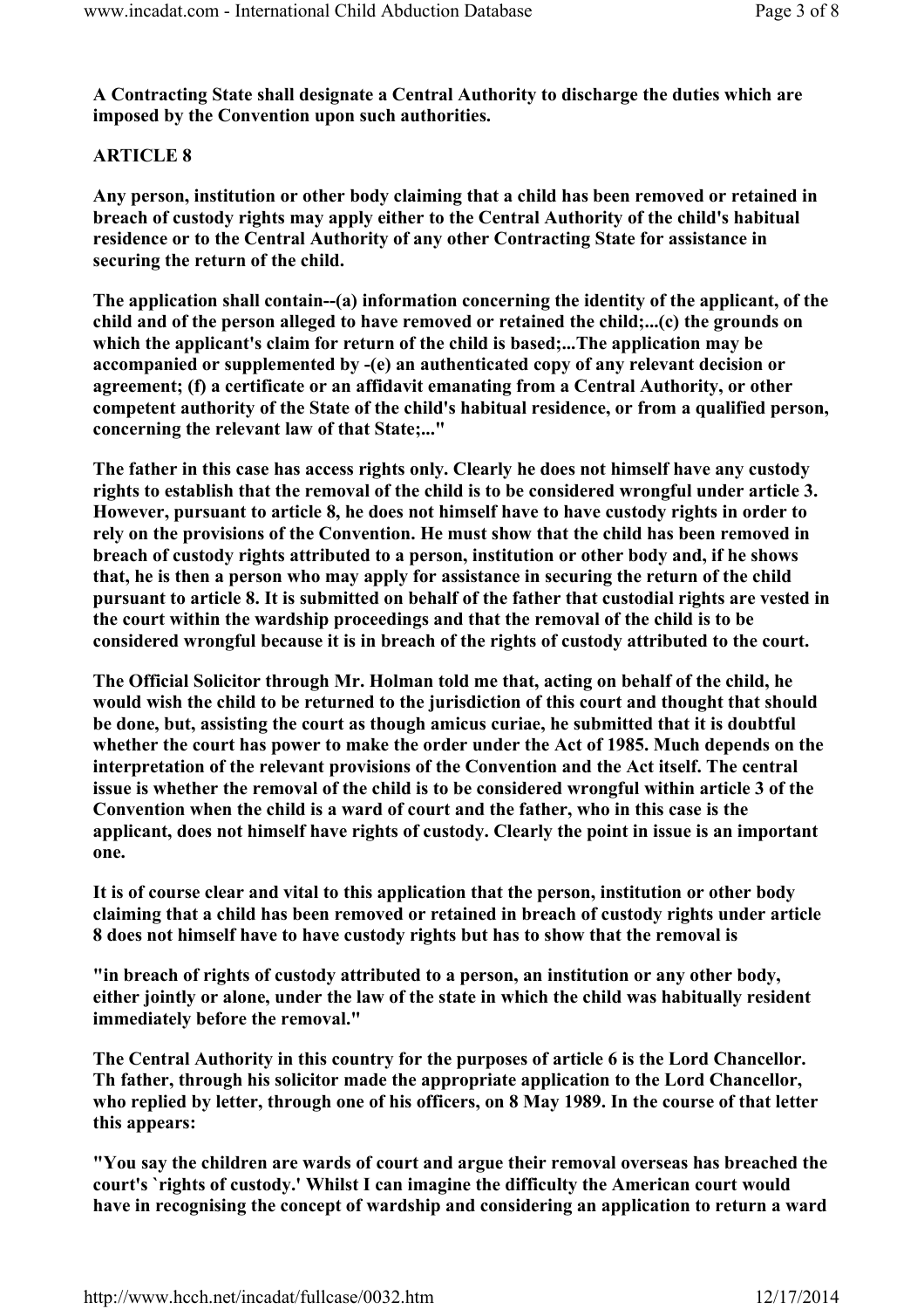**A Contracting State shall designate a Central Authority to discharge the duties which are imposed by the Convention upon such authorities.**

**ARTICLE 8**

**Any person, institution or other body claiming that a child has been removed or retained in breach of custody rights may apply either to the Central Authority of the child's habitual residence or to the Central Authority of any other Contracting State for assistance in securing the return of the child.**

**The application shall contain--(a) information concerning the identity of the applicant, of the child and of the person alleged to have removed or retained the child;...(c) the grounds on which the applicant's claim for return of the child is based;...The application may be accompanied or supplemented by -(e) an authenticated copy of any relevant decision or agreement; (f) a certificate or an affidavit emanating from a Central Authority, or other competent authority of the State of the child's habitual residence, or from a qualified person, concerning the relevant law of that State;..."**

**The father in this case has access rights only. Clearly he does not himself have any custody rights to establish that the removal of the child is to be considered wrongful under article 3. However, pursuant to article 8, he does not himself have to have custody rights in order to rely on the provisions of the Convention. He must show that the child has been removed in breach of custody rights attributed to a person, institution or other body and, if he shows that, he is then a person who may apply for assistance in securing the return of the child pursuant to article 8. It is submitted on behalf of the father that custodial rights are vested in the court within the wardship proceedings and that the removal of the child is to be considered wrongful because it is in breach of the rights of custody attributed to the court.**

**The Official Solicitor through Mr. Holman told me that, acting on behalf of the child, he would wish the child to be returned to the jurisdiction of this court and thought that should be done, but, assisting the court as though amicus curiae, he submitted that it is doubtful whether the court has power to make the order under the Act of 1985. Much depends on the interpretation of the relevant provisions of the Convention and the Act itself. The central issue is whether the removal of the child is to be considered wrongful within article 3 of the Convention when the child is a ward of court and the father, who in this case is the applicant, does not himself have rights of custody. Clearly the point in issue is an important one.**

**It is of course clear and vital to this application that the person, institution or other body claiming that a child has been removed or retained in breach of custody rights under article 8 does not himself have to have custody rights but has to show that the removal is**

**"in breach of rights of custody attributed to a person, an institution or any other body, either jointly or alone, under the law of the state in which the child was habitually resident immediately before the removal."**

**The Central Authority in this country for the purposes of article 6 is the Lord Chancellor. Th father, through his solicitor made the appropriate application to the Lord Chancellor, who replied by letter, through one of his officers, on 8 May 1989. In the course of that letter this appears:**

**"You say the children are wards of court and argue their removal overseas has breached the court's `rights of custody.' Whilst I can imagine the difficulty the American court would have in recognising the concept of wardship and considering an application to return a ward**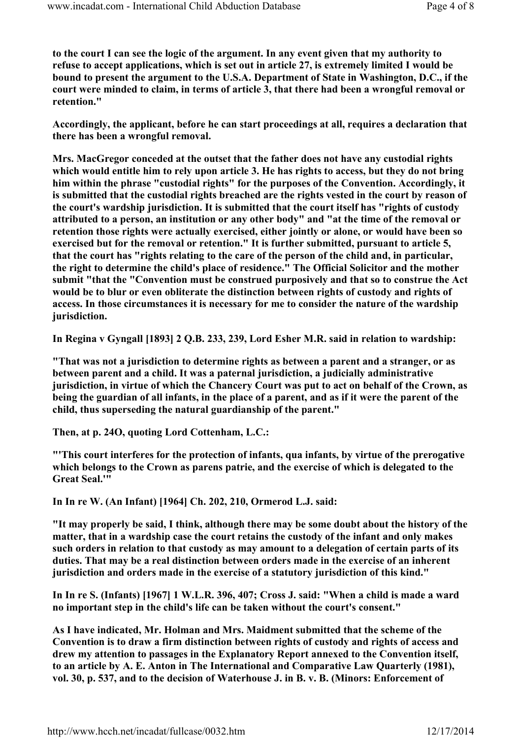to the court I can see the logic of the argument. In any event given that my authority to refuse to accept applications, which is set out in article 27, is extremely limited I would be bound to present the argument to the U.S.A. Department of State in Washington, D.C., if the court were minded to claim, in terms of article 3, that there had been a wrongful removal or retention."

Accordingly, the applicant, before he can start proceedings at all, requires a declaration that there has been a wrongful removal.

Mrs. MacGregor conceded at the outset that the father does not have any custodial rights which would entitle him to rely upon article 3. He has rights to access, but they do not bring him within the phrase "custodial rights" for the purposes of the Convention. Accordingly, it is submitted that the custodial rights breached are the rights vested in the court by reason of the court's wardship jurisdiction. It is submitted that the court itself has "rights of custody attributed to a person, an institution or any other body" and "at the time of the removal or retention those rights were actually exercised, either jointly or alone, or would have been so exercised but for the removal or retention." It is further submitted, pursuant to article 5, that the court has "rights relating to the care of the person of the child and, in particular, the right to determine the child's place of residence." The Official Solicitor and the mother submit "that the "Convention must be construed purposively and that so to construe the Act would be to blur or even obliterate the distinction between rights of custody and rights of access. In those circumstances it is necessary for me to consider the nature of the wardship jurisdiction.

In Regina v Gyngall [1893] 2 Q.B. 233, 239, Lord Esher M.R. said in relation to wardship:

"That was not a jurisdiction to determine rights as between a parent and a stranger, or as between parent and a child. It was a paternal jurisdiction, a judicially administrative jurisdiction, in virtue of which the Chancery Court was put to act on behalf of the Crown, as being the guardian of all infants, in the place of a parent, and as if it were the parent of the child, thus superseding the natural guardianship of the parent."

Then, at p. 24O, quoting Lord Cottenham, L.C.:

"'This court interferes for the protection of infants, qua infants, by virtue of the prerogative which belongs to the Crown as parens patrie, and the exercise of which is delegated to the Great Seal.'"

In In re W. (An Infant) [1964] Ch. 202, 210, Ormerod L.J. said:

"It may properly be said, I think, although there may be some doubt about the history of the matter, that in a wardship case the court retains the custody of the infant and only makes such orders in relation to that custody as may amount to a delegation of certain parts of its duties. That may be a real distinction between orders made in the exercise of an inherent jurisdiction and orders made in the exercise of a statutory jurisdiction of this kind."

In In re S. (Infants) [1967] 1 W.L.R. 396, 407; Cross J. said: "When a child is made a ward no important step in the child's life can be taken without the court's consent."

As I have indicated, Mr. Holman and Mrs. Maidment submitted that the scheme of the Convention is to draw a firm distinction between rights of custody and rights of access and drew my attention to passages in the Explanatory Report annexed to the Convention itself, to an article by A. E. Anton in The International and Comparative Law Quarterly (1981), vol. 30, p. 537, and to the decision of Waterhouse J. in B. v. B. (Minors: Enforcement of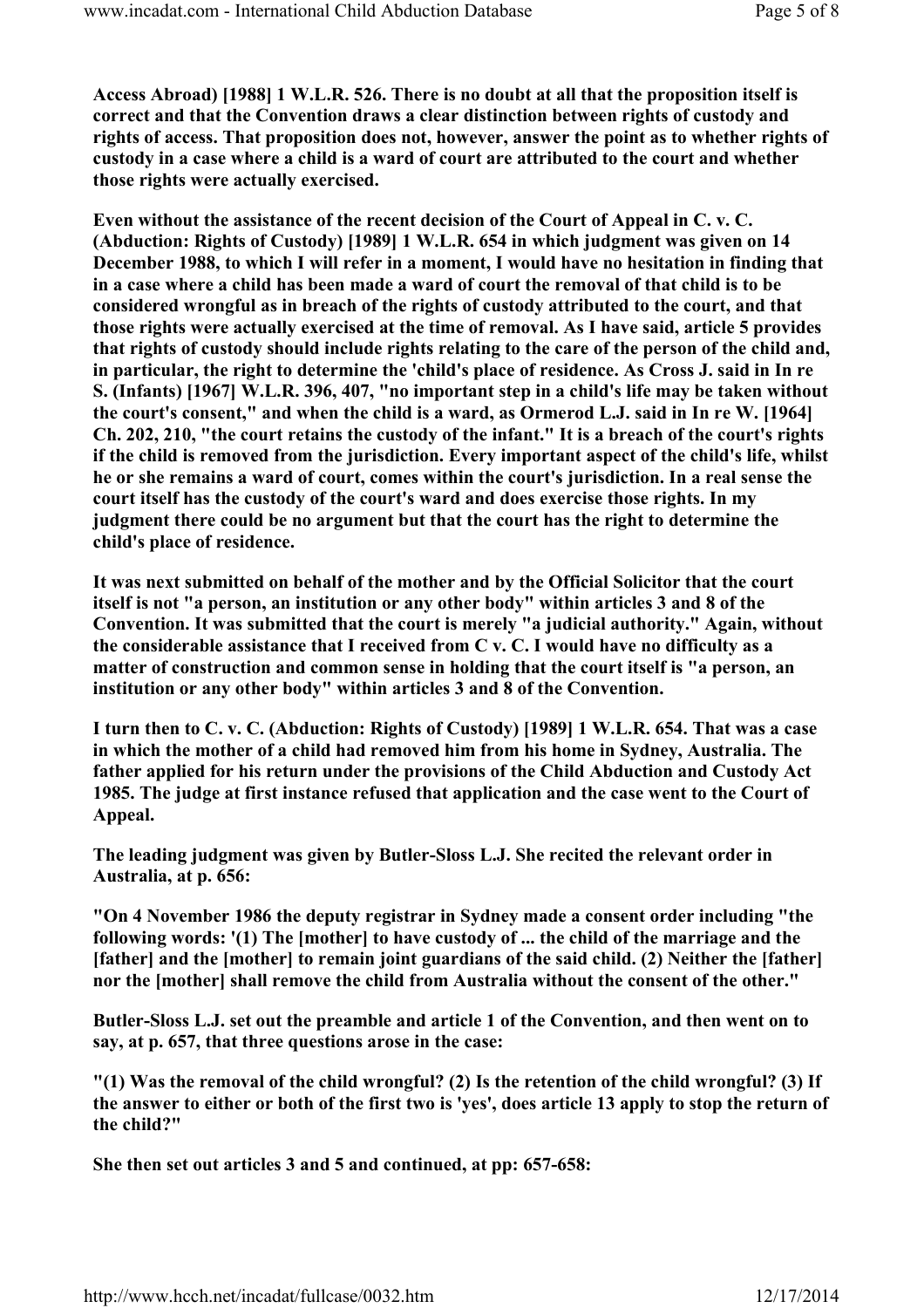**Access Abroad) [1988] 1 W.L.R. 526. There is no doubt at all that the proposition itself is correct and that the Convention draws a clear distinction between rights of custody and rights of access. That proposition does not, however, answer the point as to whether rights of custody in a case where a child is a ward of court are attributed to the court and whether those rights were actually exercised.**

**Even without the assistance of the recent decision of the Court of Appeal in C. v. C. (Abduction: Rights of Custody) [1989] 1 W.L.R. 654 in which judgment was given on 14 December 1988, to which I will refer in a moment, I would have no hesitation in finding that in a case where a child has been made a ward of court the removal of that child is to be considered wrongful as in breach of the rights of custody attributed to the court, and that those rights were actually exercised at the time of removal. As I have said, article 5 provides that rights of custody should include rights relating to the care of the person of the child and, in particular, the right to determine the 'child's place of residence. As Cross J. said in In re S. (Infants) [1967] W.L.R. 396, 407, "no important step in a child's life may be taken without the court's consent," and when the child is a ward, as Ormerod L.J. said in In re W. [1964] Ch. 202, 210, "the court retains the custody of the infant." It is a breach of the court's rights if the child is removed from the jurisdiction. Every important aspect of the child's life, whilst he or she remains a ward of court, comes within the court's jurisdiction. In a real sense the court itself has the custody of the court's ward and does exercise those rights. In my judgment there could be no argument but that the court has the right to determine the child's place of residence.**

**It was next submitted on behalf of the mother and by the Official Solicitor that the court itself is not "a person, an institution or any other body" within articles 3 and 8 of the Convention. It was submitted that the court is merely "a judicial authority." Again, without the considerable assistance that I received from C v. C. I would have no difficulty as a matter of construction and common sense in holding that the court itself is "a person, an institution or any other body" within articles 3 and 8 of the Convention.**

**I turn then to C. v. C. (Abduction: Rights of Custody) [1989] 1 W.L.R. 654. That was a case in which the mother of a child had removed him from his home in Sydney, Australia. The father applied for his return under the provisions of the Child Abduction and Custody Act 1985. The judge at first instance refused that application and the case went to the Court of Appeal.**

**The leading judgment was given by Butler-Sloss L.J. She recited the relevant order in Australia, at p. 656:**

**"On 4 November 1986 the deputy registrar in Sydney made a consent order including "the following words: '(1) The [mother] to have custody of ... the child of the marriage and the [father] and the [mother] to remain joint guardians of the said child. (2) Neither the [father] nor the [mother] shall remove the child from Australia without the consent of the other."**

**Butler-Sloss L.J. set out the preamble and article 1 of the Convention, and then went on to say, at p. 657, that three questions arose in the case:**

**"(1) Was the removal of the child wrongful? (2) Is the retention of the child wrongful? (3) If the answer to either or both of the first two is 'yes', does article 13 apply to stop the return of the child?"**

**She then set out articles 3 and 5 and continued, at pp: 657-658:**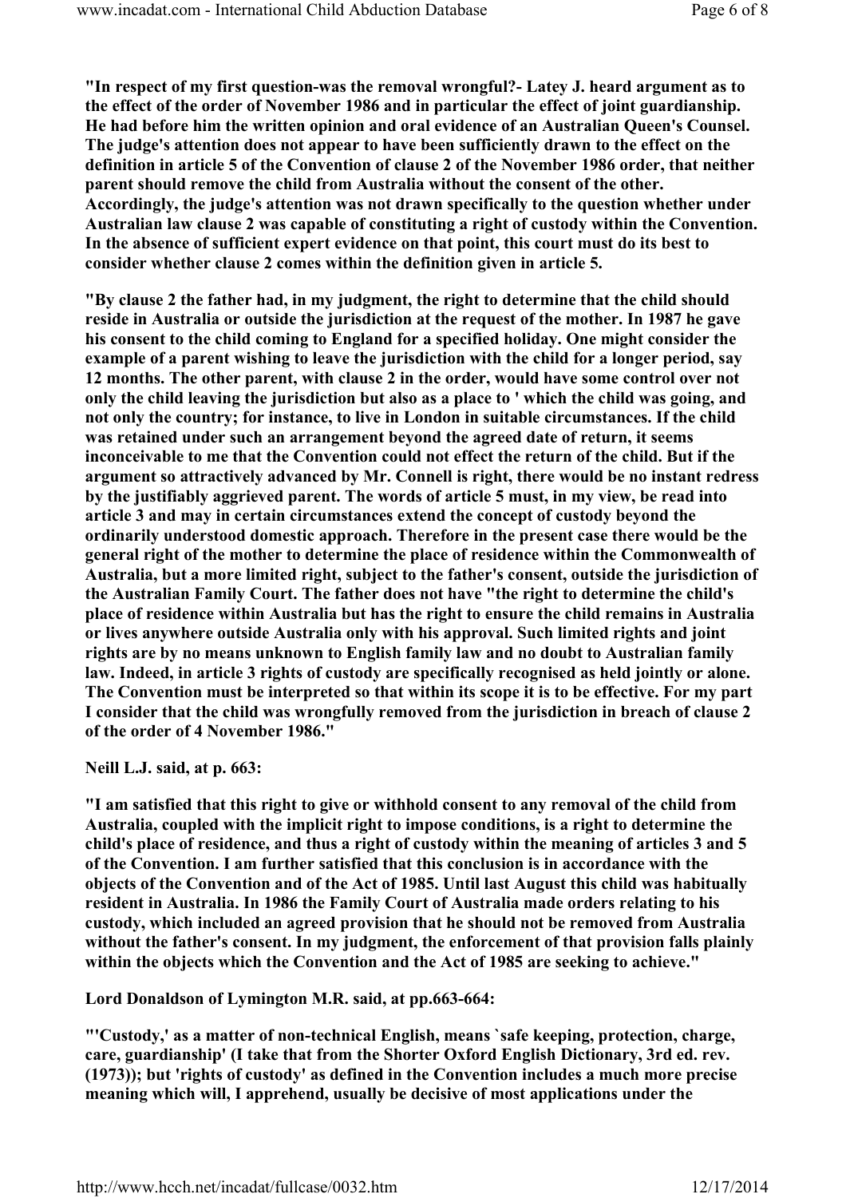**"In respect of my first question-was the removal wrongful?- Latey J. heard argument as to the effect of the order of November 1986 and in particular the effect of joint guardianship. He had before him the written opinion and oral evidence of an Australian Queen's Counsel. The judge's attention does not appear to have been sufficiently drawn to the effect on the definition in article 5 of the Convention of clause 2 of the November 1986 order, that neither parent should remove the child from Australia without the consent of the other. Accordingly, the judge's attention was not drawn specifically to the question whether under Australian law clause 2 was capable of constituting a right of custody within the Convention. In the absence of sufficient expert evidence on that point, this court must do its best to consider whether clause 2 comes within the definition given in article 5.**

**"By clause 2 the father had, in my judgment, the right to determine that the child should reside in Australia or outside the jurisdiction at the request of the mother. In 1987 he gave his consent to the child coming to England for a specified holiday. One might consider the example of a parent wishing to leave the jurisdiction with the child for a longer period, say 12 months. The other parent, with clause 2 in the order, would have some control over not only the child leaving the jurisdiction but also as a place to ' which the child was going, and not only the country; for instance, to live in London in suitable circumstances. If the child was retained under such an arrangement beyond the agreed date of return, it seems inconceivable to me that the Convention could not effect the return of the child. But if the argument so attractively advanced by Mr. Connell is right, there would be no instant redress by the justifiably aggrieved parent. The words of article 5 must, in my view, be read into article 3 and may in certain circumstances extend the concept of custody beyond the ordinarily understood domestic approach. Therefore in the present case there would be the general right of the mother to determine the place of residence within the Commonwealth of Australia, but a more limited right, subject to the father's consent, outside the jurisdiction of the Australian Family Court. The father does not have "the right to determine the child's place of residence within Australia but has the right to ensure the child remains in Australia or lives anywhere outside Australia only with his approval. Such limited rights and joint rights are by no means unknown to English family law and no doubt to Australian family law. Indeed, in article 3 rights of custody are specifically recognised as held jointly or alone. The Convention must be interpreted so that within its scope it is to be effective. For my part I consider that the child was wrongfully removed from the jurisdiction in breach of clause 2 of the order of 4 November 1986."**

**Neill L.J. said, at p. 663:**

**"I am satisfied that this right to give or withhold consent to any removal of the child from Australia, coupled with the implicit right to impose conditions, is a right to determine the child's place of residence, and thus a right of custody within the meaning of articles 3 and 5 of the Convention. I am further satisfied that this conclusion is in accordance with the objects of the Convention and of the Act of 1985. Until last August this child was habitually resident in Australia. In 1986 the Family Court of Australia made orders relating to his custody, which included an agreed provision that he should not be removed from Australia without the father's consent. In my judgment, the enforcement of that provision falls plainly within the objects which the Convention and the Act of 1985 are seeking to achieve."**

**Lord Donaldson of Lymington M.R. said, at pp.663-664:**

**"'Custody,' as a matter of non-technical English, means `safe keeping, protection, charge, care, guardianship' (I take that from the Shorter Oxford English Dictionary, 3rd ed. rev. (1973)); but 'rights of custody' as defined in the Convention includes a much more precise meaning which will, I apprehend, usually be decisive of most applications under the**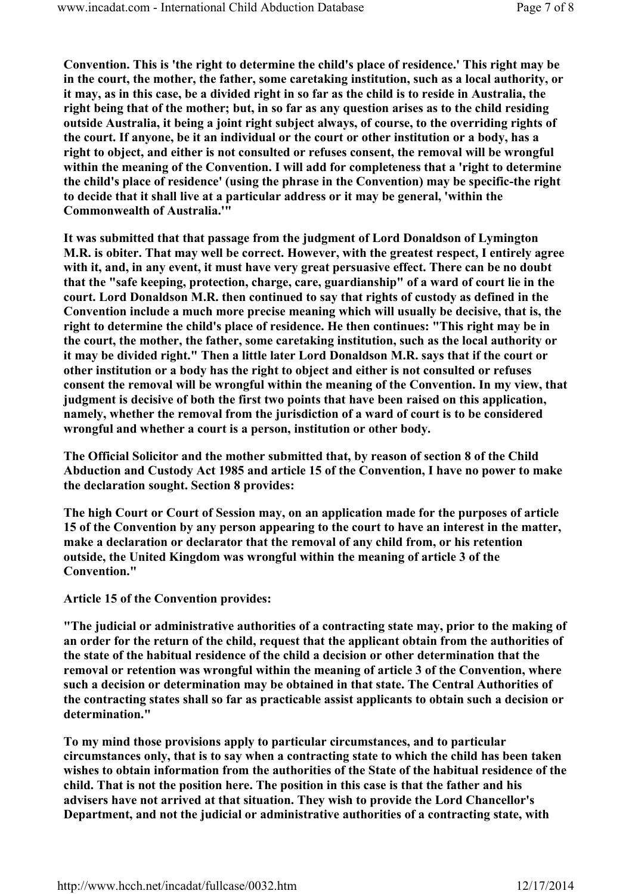**Convention. This is 'the right to determine the child's place of residence.' This right may be in the court, the mother, the father, some caretaking institution, such as a local authority, or it may, as in this case, be a divided right in so far as the child is to reside in Australia, the right being that of the mother; but, in so far as any question arises as to the child residing outside Australia, it being a joint right subject always, of course, to the overriding rights of the court. If anyone, be it an individual or the court or other institution or a body, has a right to object, and either is not consulted or refuses consent, the removal will be wrongful within the meaning of the Convention. I will add for completeness that a 'right to determine the child's place of residence' (using the phrase in the Convention) may be specific-the right to decide that it shall live at a particular address or it may be general, 'within the Commonwealth of Australia.'"**

**It was submitted that that passage from the judgment of Lord Donaldson of Lymington M.R. is obiter. That may well be correct. However, with the greatest respect, I entirely agree with it, and, in any event, it must have very great persuasive effect. There can be no doubt that the "safe keeping, protection, charge, care, guardianship" of a ward of court lie in the court. Lord Donaldson M.R. then continued to say that rights of custody as defined in the Convention include a much more precise meaning which will usually be decisive, that is, the right to determine the child's place of residence. He then continues: "This right may be in the court, the mother, the father, some caretaking institution, such as the local authority or it may be divided right." Then a little later Lord Donaldson M.R. says that if the court or other institution or a body has the right to object and either is not consulted or refuses consent the removal will be wrongful within the meaning of the Convention. In my view, that judgment is decisive of both the first two points that have been raised on this application, namely, whether the removal from the jurisdiction of a ward of court is to be considered wrongful and whether a court is a person, institution or other body.**

**The Official Solicitor and the mother submitted that, by reason of section 8 of the Child Abduction and Custody Act 1985 and article 15 of the Convention, I have no power to make the declaration sought. Section 8 provides:**

**The high Court or Court of Session may, on an application made for the purposes of article 15 of the Convention by any person appearing to the court to have an interest in the matter, make a declaration or declarator that the removal of any child from, or his retention outside, the United Kingdom was wrongful within the meaning of article 3 of the Convention."**

**Article 15 of the Convention provides:**

**"The judicial or administrative authorities of a contracting state may, prior to the making of an order for the return of the child, request that the applicant obtain from the authorities of the state of the habitual residence of the child a decision or other determination that the removal or retention was wrongful within the meaning of article 3 of the Convention, where such a decision or determination may be obtained in that state. The Central Authorities of the contracting states shall so far as practicable assist applicants to obtain such a decision or determination."**

**To my mind those provisions apply to particular circumstances, and to particular circumstances only, that is to say when a contracting state to which the child has been taken wishes to obtain information from the authorities of the State of the habitual residence of the child. That is not the position here. The position in this case is that the father and his advisers have not arrived at that situation. They wish to provide the Lord Chancellor's Department, and not the judicial or administrative authorities of a contracting state, with**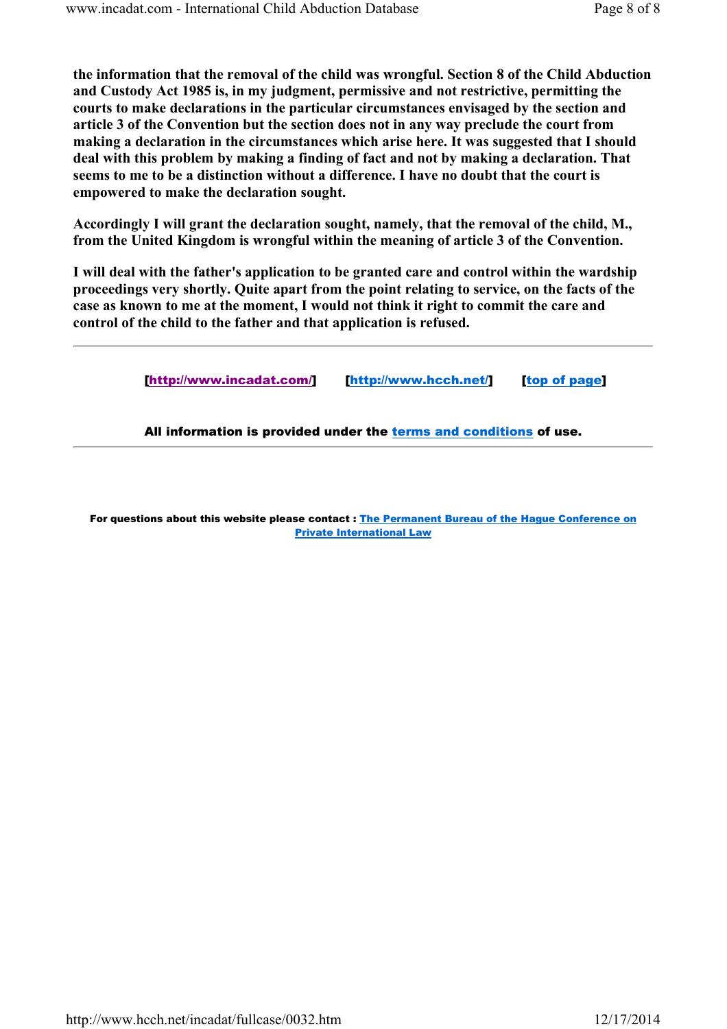**the information that the removal of the child was wrongful. Section 8 of the Child Abduction and Custody Act 1985 is, in my judgment, permissive and not restrictive, permitting the courts to make declarations in the particular circumstances envisaged by the section and article 3 of the Convention but the section does not in any way preclude the court from making a declaration in the circumstances which arise here. It was suggested that I should deal with this problem by making a finding of fact and not by making a declaration. That seems to me to be a distinction without a difference. I have no doubt that the court is empowered to make the declaration sought.**

**Accordingly I will grant the declaration sought, namely, that the removal of the child, M., from the United Kingdom is wrongful within the meaning of article 3 of the Convention.**

**I will deal with the father's application to be granted care and control within the wardship proceedings very shortly. Quite apart from the point relating to service, on the facts of the case as known to me at the moment, I would not think it right to commit the care and control of the child to the father and that application is refused.**

---

**[http://www.incadat.com/]** **[http://www.hcch.net/]** **[top of page]**

**All information is provided under the terms and conditions of use.**

---

**For questions about this website please contact : The Permanent Bureau of the Hague Conference on Private International Law**